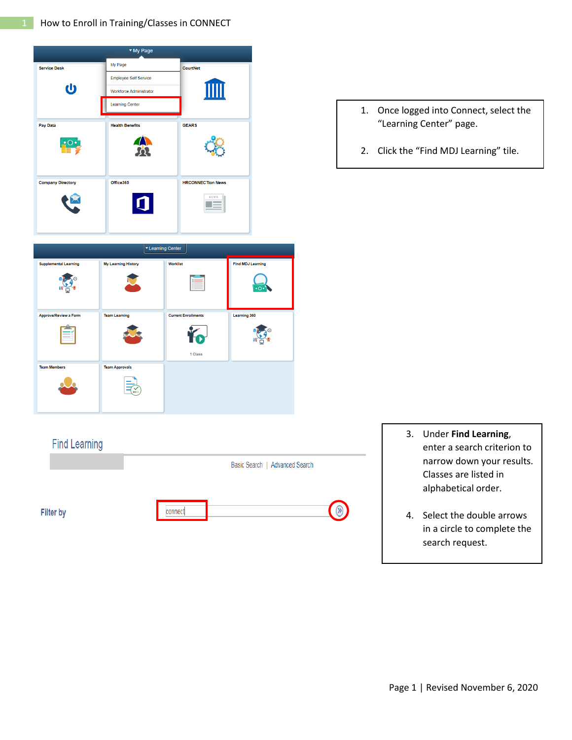# How to Enroll in Training/Classes in CONNECT

1. Once logged into Connect, select the "Learning Center" page.
2. Click the "Find MDJ Learning" tile.

3. Under **Find Learning**, enter a search criterion to narrow down your results. Classes are listed in alphabetical order.
4. Select the double arrows in a circle to complete the search request.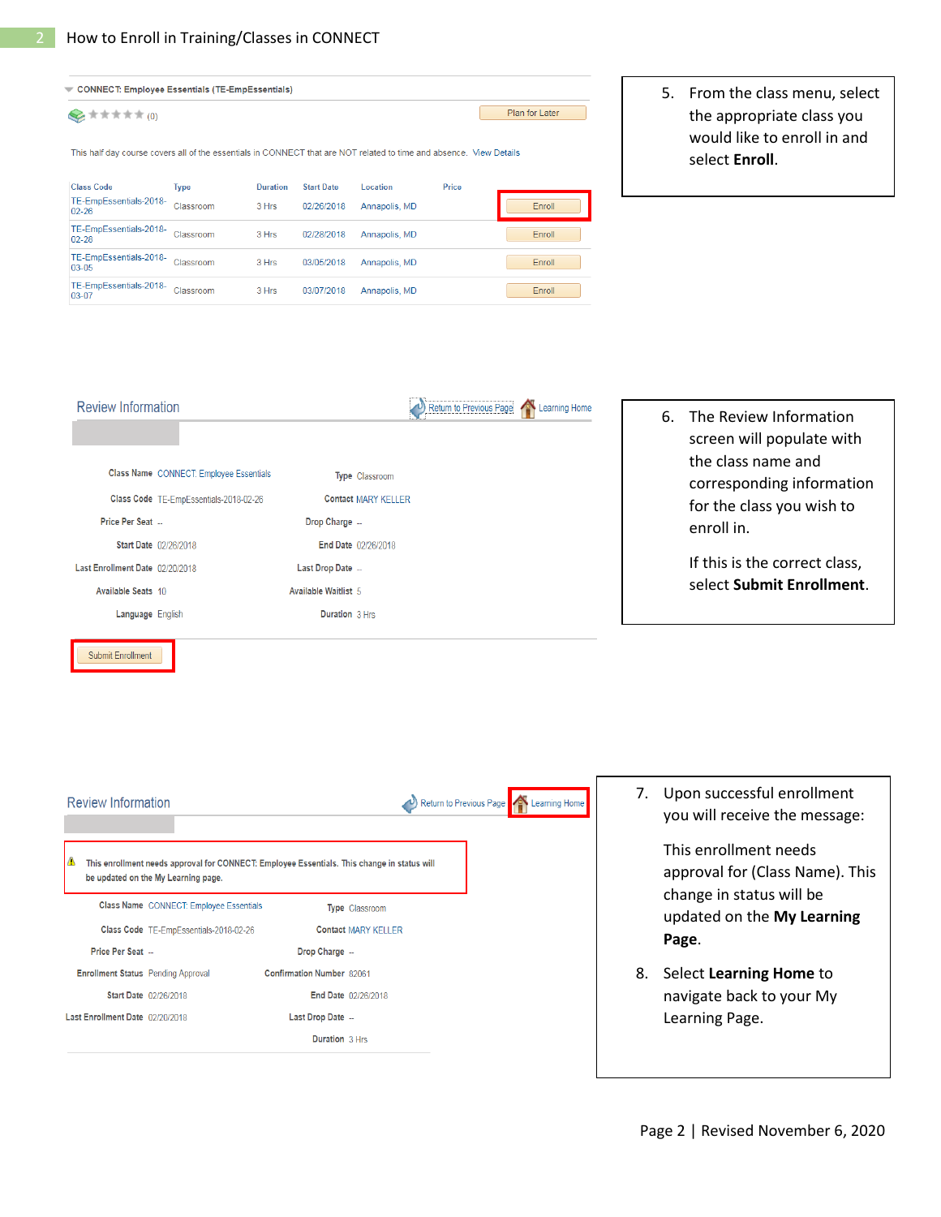## How to Enroll in Training/Classes in CONNECT

CONNECT: Employee Essentials (TE-EmpEssentials)

(0)

Plan for Later

This half day course covers all of the essentials in CONNECT that are NOT related to time and absence. View Details

| Class Code | Type | Duration | Start Date | Location | Price | |
|---|---|---|---|---|---|---|
| TE-EmpEssentials-2018-02-26 | Classroom | 3 Hrs | 02/26/2018 | Annapolis, MD | | Enroll |
| TE-EmpEssentials-2018-02-28 | Classroom | 3 Hrs | 02/28/2018 | Annapolis, MD | | Enroll |
| TE-EmpEssentials-2018-03-05 | Classroom | 3 Hrs | 03/05/2018 | Annapolis, MD | | Enroll |
| TE-EmpEssentials-2018-03-07 | Classroom | 3 Hrs | 03/07/2018 | Annapolis, MD | | Enroll |

5. From the class menu, select the appropriate class you would like to enroll in and select **Enroll**.

### Review Information

Return to Previous Page | Learning Home

| | | | |
|---|---|---|---|
| Class Name | CONNECT: Employee Essentials | Type | Classroom |
| Class Code | TE-EmpEssentials-2018-02-26 | Contact | MARY KELLER |
| Price Per Seat | -- | Drop Charge | -- |
| Start Date | 02/26/2018 | End Date | 02/26/2018 |
| Last Enrollment Date | 02/20/2018 | Last Drop Date | -- |
| Available Seats | 10 | Available Waitlist | 5 |
| Language | English | Duration | 3 Hrs |

Submit Enrollment

6. The Review Information screen will populate with the class name and corresponding information for the class you wish to enroll in.

   If this is the correct class, select **Submit Enrollment**.

### Review Information

Return to Previous Page | Learning Home

This enrollment needs approval for CONNECT: Employee Essentials. This change in status will be updated on the My Learning page.

| | | | |
|---|---|---|---|
| Class Name | CONNECT: Employee Essentials | Type | Classroom |
| Class Code | TE-EmpEssentials-2018-02-26 | Contact | MARY KELLER |
| Price Per Seat | -- | Drop Charge | -- |
| Enrollment Status | Pending Approval | Confirmation Number | 82061 |
| Start Date | 02/26/2018 | End Date | 02/26/2018 |
| Last Enrollment Date | 02/20/2018 | Last Drop Date | -- |
| | | Duration | 3 Hrs |

7. Upon successful enrollment you will receive the message:

   This enrollment needs approval for (Class Name). This change in status will be updated on the **My Learning Page**.

8. Select **Learning Home** to navigate back to your My Learning Page.

Page 2 | Revised November 6, 2020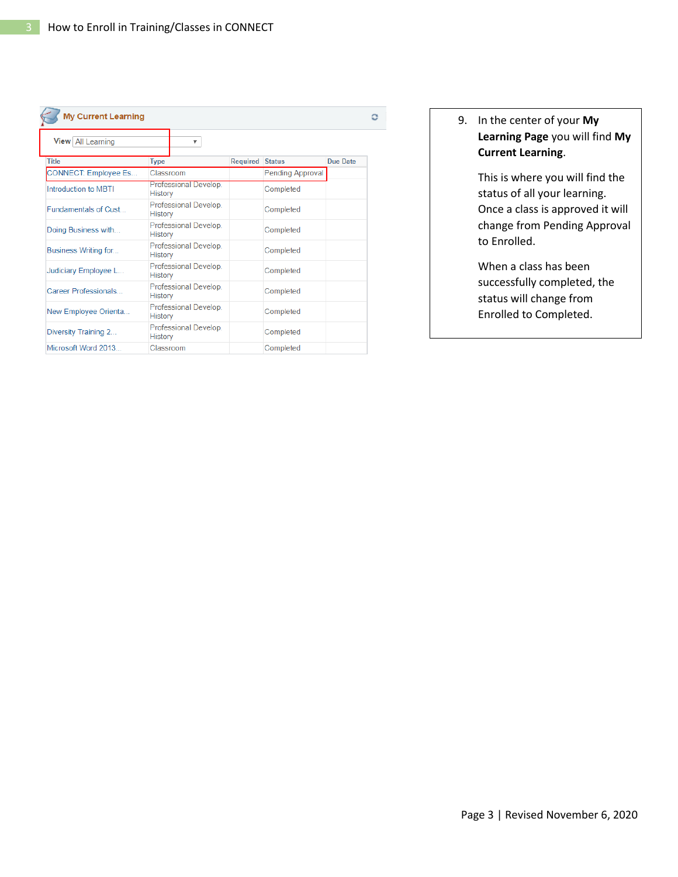My Current Learning

View All Learning

| Title | Type | Required | Status | Due Date |
| --- | --- | --- | --- | --- |
| CONNECT Employee Es... | Classroom | | Pending Approval | |
| Introduction to MBTI | Professional Develop. History | | Completed | |
| Fundamentals of Cust... | Professional Develop. History | | Completed | |
| Doing Business with... | Professional Develop. History | | Completed | |
| Business Writing for... | Professional Develop. History | | Completed | |
| Judiciary Employee L... | Professional Develop. History | | Completed | |
| Career Professionals... | Professional Develop. History | | Completed | |
| New Employee Orienta... | Professional Develop. History | | Completed | |
| Diversity Training 2... | Professional Develop. History | | Completed | |
| Microsoft Word 2013... | Classroom | | Completed | |

9. In the center of your **My Learning Page** you will find **My Current Learning**.

   This is where you will find the status of all your learning. Once a class is approved it will change from Pending Approval to Enrolled.

   When a class has been successfully completed, the status will change from Enrolled to Completed.

Revised November 6, 2020